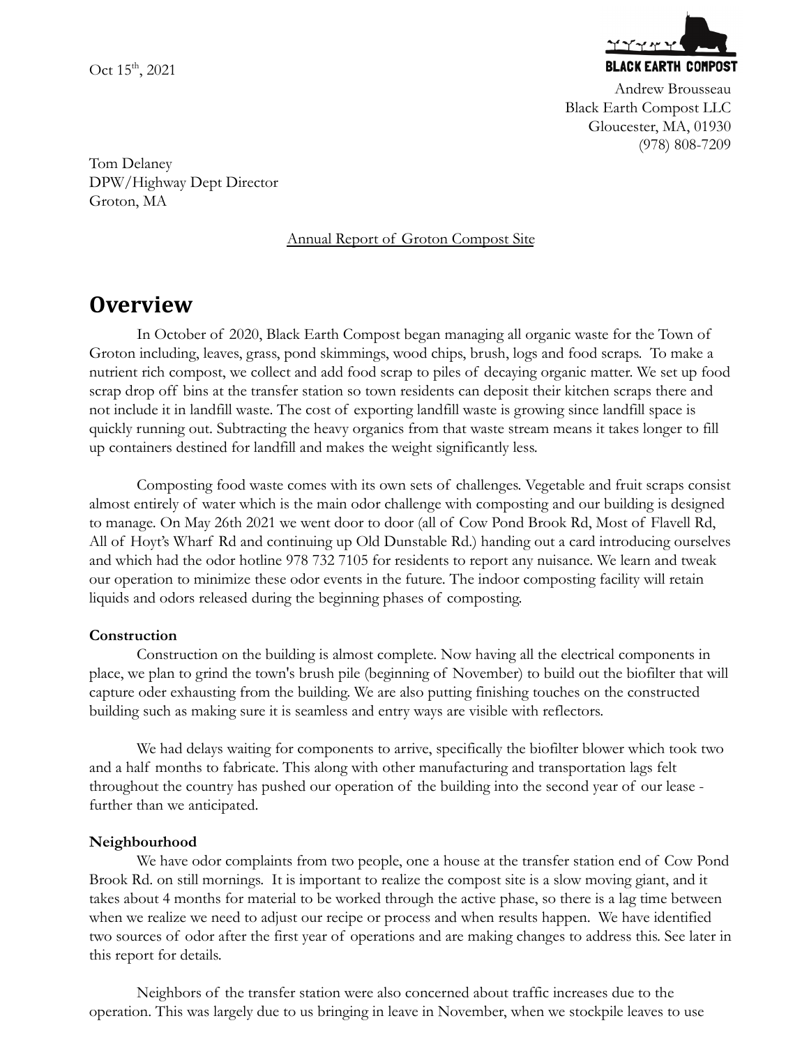Oct 15th, 2021

BLACK EARTH COMPOST

Andrew Brousseau
Black Earth Compost LLC
Gloucester, MA, 01930
(978) 808-7209

Tom Delaney
DPW/Highway Dept Director
Groton, MA

Annual Report of Groton Compost Site

# Overview

In October of 2020, Black Earth Compost began managing all organic waste for the Town of Groton including, leaves, grass, pond skimmings, wood chips, brush, logs and food scraps. To make a nutrient rich compost, we collect and add food scrap to piles of decaying organic matter. We set up food scrap drop off bins at the transfer station so town residents can deposit their kitchen scraps there and not include it in landfill waste. The cost of exporting landfill waste is growing since landfill space is quickly running out. Subtracting the heavy organics from that waste stream means it takes longer to fill up containers destined for landfill and makes the weight significantly less.

Composting food waste comes with its own sets of challenges. Vegetable and fruit scraps consist almost entirely of water which is the main odor challenge with composting and our building is designed to manage. On May 26th 2021 we went door to door (all of Cow Pond Brook Rd, Most of Flavell Rd, All of Hoyt's Wharf Rd and continuing up Old Dunstable Rd.) handing out a card introducing ourselves and which had the odor hotline 978 732 7105 for residents to report any nuisance. We learn and tweak our operation to minimize these odor events in the future. The indoor composting facility will retain liquids and odors released during the beginning phases of composting.

**Construction**

Construction on the building is almost complete. Now having all the electrical components in place, we plan to grind the town's brush pile (beginning of November) to build out the biofilter that will capture oder exhausting from the building. We are also putting finishing touches on the constructed building such as making sure it is seamless and entry ways are visible with reflectors.

We had delays waiting for components to arrive, specifically the biofilter blower which took two and a half months to fabricate. This along with other manufacturing and transportation lags felt throughout the country has pushed our operation of the building into the second year of our lease - further than we anticipated.

**Neighbourhood**

We have odor complaints from two people, one a house at the transfer station end of Cow Pond Brook Rd. on still mornings. It is important to realize the compost site is a slow moving giant, and it takes about 4 months for material to be worked through the active phase, so there is a lag time between when we realize we need to adjust our recipe or process and when results happen. We have identified two sources of odor after the first year of operations and are making changes to address this. See later in this report for details.

Neighbors of the transfer station were also concerned about traffic increases due to the operation. This was largely due to us bringing in leave in November, when we stockpile leaves to use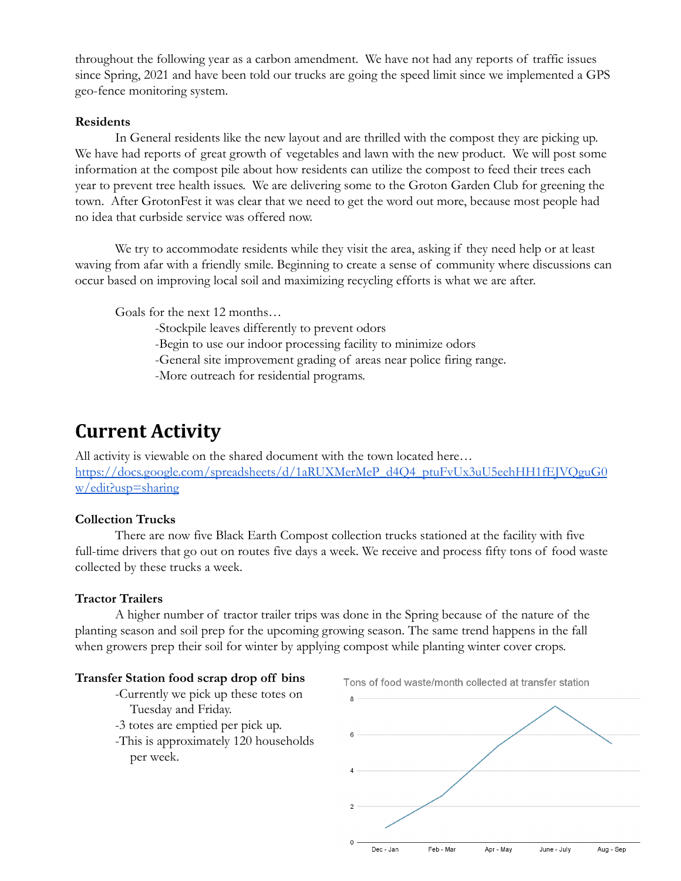throughout the following year as a carbon amendment. We have not had any reports of traffic issues since Spring, 2021 and have been told our trucks are going the speed limit since we implemented a GPS geo-fence monitoring system.

**Residents**

In General residents like the new layout and are thrilled with the compost they are picking up. We have had reports of great growth of vegetables and lawn with the new product. We will post some information at the compost pile about how residents can utilize the compost to feed their trees each year to prevent tree health issues. We are delivering some to the Groton Garden Club for greening the town. After GrotonFest it was clear that we need to get the word out more, because most people had no idea that curbside service was offered now.

We try to accommodate residents while they visit the area, asking if they need help or at least waving from afar with a friendly smile. Beginning to create a sense of community where discussions can occur based on improving local soil and maximizing recycling efforts is what we are after.

Goals for the next 12 months…

- Stockpile leaves differently to prevent odors
- Begin to use our indoor processing facility to minimize odors
- General site improvement grading of areas near police firing range.
- More outreach for residential programs.

# Current Activity

All activity is viewable on the shared document with the town located here…
https://docs.google.com/spreadsheets/d/1aRUXMerMeP_d4Q4_ptuFvUx3uU5eehHH1fEJVQguG0w/edit?usp=sharing

**Collection Trucks**

There are now five Black Earth Compost collection trucks stationed at the facility with five full-time drivers that go out on routes five days a week. We receive and process fifty tons of food waste collected by these trucks a week.

**Tractor Trailers**

A higher number of tractor trailer trips was done in the Spring because of the nature of the planting season and soil prep for the upcoming growing season. The same trend happens in the fall when growers prep their soil for winter by applying compost while planting winter cover crops.

**Transfer Station food scrap drop off bins**

- Currently we pick up these totes on Tuesday and Friday.
- 3 totes are emptied per pick up.
- This is approximately 120 households per week.

Tons of food waste/month collected at transfer station

| Period | Tons (approx.) |
|---|---|
| Dec - Jan | 0.8 |
| Feb - Mar | 2.6 |
| Apr - May | 5.4 |
| June - July | 7.6 |
| Aug - Sep | 5.5 |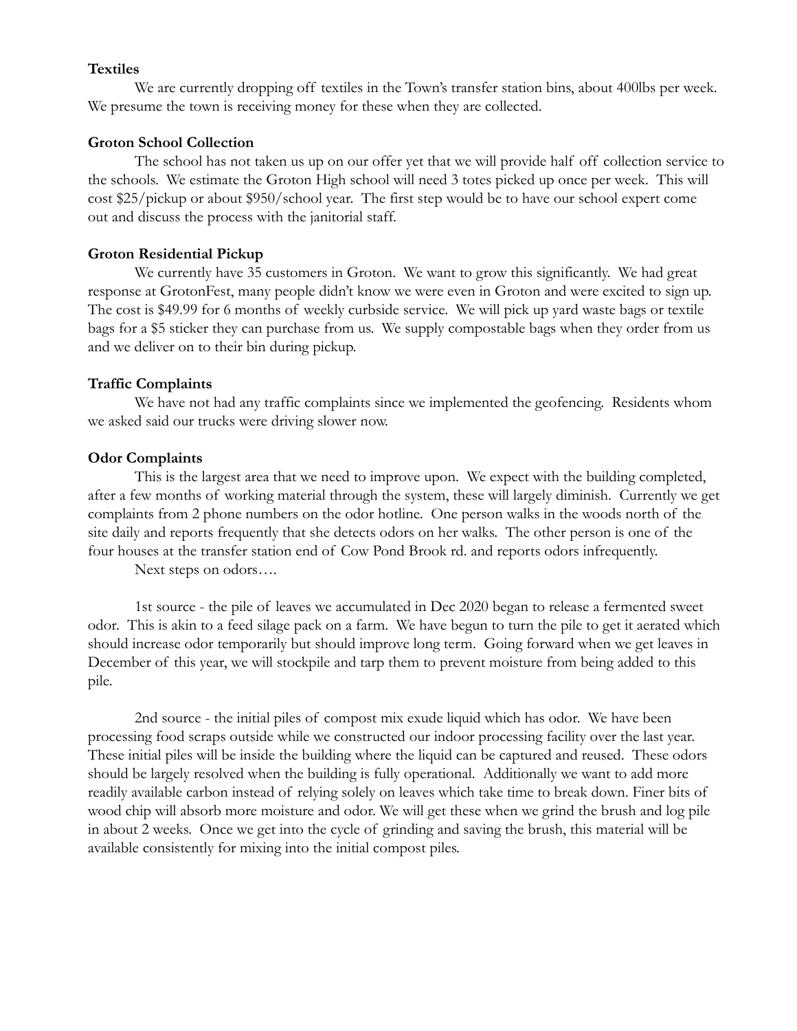**Textiles**

We are currently dropping off textiles in the Town's transfer station bins, about 400lbs per week. We presume the town is receiving money for these when they are collected.

**Groton School Collection**

The school has not taken us up on our offer yet that we will provide half off collection service to the schools. We estimate the Groton High school will need 3 totes picked up once per week. This will cost $25/pickup or about $950/school year. The first step would be to have our school expert come out and discuss the process with the janitorial staff.

**Groton Residential Pickup**

We currently have 35 customers in Groton. We want to grow this significantly. We had great response at GrotonFest, many people didn't know we were even in Groton and were excited to sign up. The cost is $49.99 for 6 months of weekly curbside service. We will pick up yard waste bags or textile bags for a $5 sticker they can purchase from us. We supply compostable bags when they order from us and we deliver on to their bin during pickup.

**Traffic Complaints**

We have not had any traffic complaints since we implemented the geofencing. Residents whom we asked said our trucks were driving slower now.

**Odor Complaints**

This is the largest area that we need to improve upon. We expect with the building completed, after a few months of working material through the system, these will largely diminish. Currently we get complaints from 2 phone numbers on the odor hotline. One person walks in the woods north of the site daily and reports frequently that she detects odors on her walks. The other person is one of the four houses at the transfer station end of Cow Pond Brook rd. and reports odors infrequently.

Next steps on odors….

1st source - the pile of leaves we accumulated in Dec 2020 began to release a fermented sweet odor. This is akin to a feed silage pack on a farm. We have begun to turn the pile to get it aerated which should increase odor temporarily but should improve long term. Going forward when we get leaves in December of this year, we will stockpile and tarp them to prevent moisture from being added to this pile.

2nd source - the initial piles of compost mix exude liquid which has odor. We have been processing food scraps outside while we constructed our indoor processing facility over the last year. These initial piles will be inside the building where the liquid can be captured and reused. These odors should be largely resolved when the building is fully operational. Additionally we want to add more readily available carbon instead of relying solely on leaves which take time to break down. Finer bits of wood chip will absorb more moisture and odor. We will get these when we grind the brush and log pile in about 2 weeks. Once we get into the cycle of grinding and saving the brush, this material will be available consistently for mixing into the initial compost piles.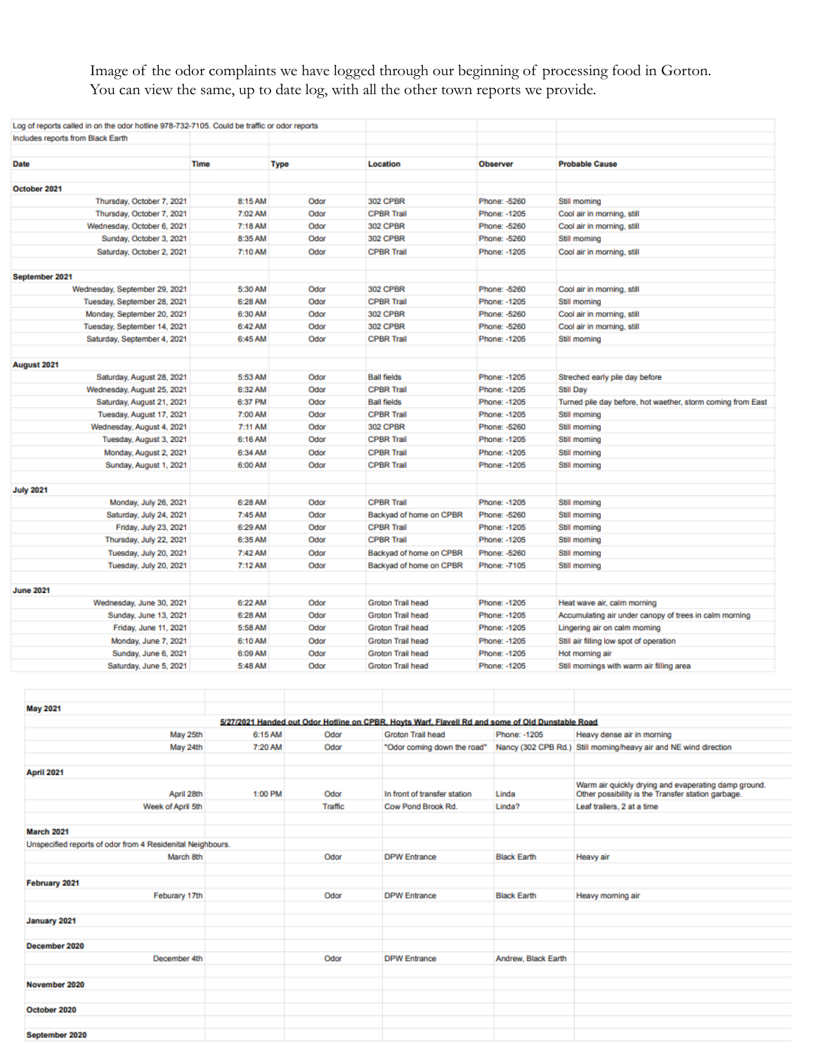Image of the odor complaints we have logged through our beginning of processing food in Gorton. You can view the same, up to date log, with all the other town reports we provide.

| Log of reports called in on the odor hotline 978-732-7105. Could be traffic or odor reports | | | | | |
|---|---|---|---|---|---|
| Includes reports from Black Earth | | | | | |
| **Date** | **Time** | **Type** | **Location** | **Observer** | **Probable Cause** |
| **October 2021** | | | | | |
| Thursday, October 7, 2021 | 8:15 AM | Odor | 302 CPBR | Phone: -5260 | Still morning |
| Thursday, October 7, 2021 | 7:02 AM | Odor | CPBR Trail | Phone: -1205 | Cool air in morning, still |
| Wednesday, October 6, 2021 | 7:18 AM | Odor | 302 CPBR | Phone: -5260 | Cool air in morning, still |
| Sunday, October 3, 2021 | 8:35 AM | Odor | 302 CPBR | Phone: -5260 | Still morning |
| Saturday, October 2, 2021 | 7:10 AM | Odor | CPBR Trail | Phone: -1205 | Cool air in morning, still |
| **September 2021** | | | | | |
| Wednesday, September 29, 2021 | 5:30 AM | Odor | 302 CPBR | Phone: -5260 | Cool air in morning, still |
| Tuesday, September 28, 2021 | 6:28 AM | Odor | CPBR Trail | Phone: -1205 | Still morning |
| Monday, September 20, 2021 | 6:30 AM | Odor | 302 CPBR | Phone: -5260 | Cool air in morning, still |
| Tuesday, September 14, 2021 | 6:42 AM | Odor | 302 CPBR | Phone: -5260 | Cool air in morning, still |
| Saturday, September 4, 2021 | 6:45 AM | Odor | CPBR Trail | Phone: -1205 | Still morning |
| **August 2021** | | | | | |
| Saturday, August 28, 2021 | 5:53 AM | Odor | Ball fields | Phone: -1205 | Streched early pile day before |
| Wednesday, August 25, 2021 | 6:32 AM | Odor | CPBR Trail | Phone: -1205 | Still Day |
| Saturday, August 21, 2021 | 6:37 PM | Odor | Ball fields | Phone: -1205 | Turned pile day before, hot waether, storm coming from East |
| Tuesday, August 17, 2021 | 7:00 AM | Odor | CPBR Trail | Phone: -1205 | Still morning |
| Wednesday, August 4, 2021 | 7:11 AM | Odor | 302 CPBR | Phone: -5260 | Still morning |
| Tuesday, August 3, 2021 | 6:16 AM | Odor | CPBR Trail | Phone: -1205 | Still morning |
| Monday, August 2, 2021 | 6:34 AM | Odor | CPBR Trail | Phone: -1205 | Still morning |
| Sunday, August 1, 2021 | 6:00 AM | Odor | CPBR Trail | Phone: -1205 | Still morning |
| **July 2021** | | | | | |
| Monday, July 26, 2021 | 6:28 AM | Odor | CPBR Trail | Phone: -1205 | Still morning |
| Saturday, July 24, 2021 | 7:45 AM | Odor | Backyad of home on CPBR | Phone: -5260 | Still morning |
| Friday, July 23, 2021 | 6:29 AM | Odor | CPBR Trail | Phone: -1205 | Still morning |
| Thursday, July 22, 2021 | 6:35 AM | Odor | CPBR Trail | Phone: -1205 | Still morning |
| Tuesday, July 20, 2021 | 7:42 AM | Odor | Backyad of home on CPBR | Phone: -5260 | Still morning |
| Tuesday, July 20, 2021 | 7:12 AM | Odor | Backyad of home on CPBR | Phone: -7105 | Still morning |
| **June 2021** | | | | | |
| Wednesday, June 30, 2021 | 6:22 AM | Odor | Groton Trail head | Phone: -1205 | Heat wave air, calm morning |
| Sunday, June 13, 2021 | 6:28 AM | Odor | Groton Trail head | Phone: -1205 | Accumulating air under canopy of trees in calm morning |
| Friday, June 11, 2021 | 5:58 AM | Odor | Groton Trail head | Phone: -1205 | Lingering air on calm morning |
| Monday, June 7, 2021 | 6:10 AM | Odor | Groton Trail head | Phone: -1205 | Still air filling low spot of operation |
| Sunday, June 6, 2021 | 6:09 AM | Odor | Groton Trail head | Phone: -1205 | Hot morning air |
| Saturday, June 5, 2021 | 5:48 AM | Odor | Groton Trail head | Phone: -1205 | Still mornings with warm air filling area |

| | | | | | |
|---|---|---|---|---|---|
| **May 2021** | | | | | |
| | **5/27/2021 Handed out Odor Hotline on CPBR, Hoyts Warf, Flavell Rd and some of Old Dunstable Road** | | | | |
| May 25th | 6:15 AM | Odor | Groton Trail head | Phone: -1205 | Heavy dense air in morning |
| May 24th | 7:20 AM | Odor | "Odor coming down the road" | Nancy (302 CPB Rd.) | Still morning/heavy air and NE wind direction |
| **April 2021** | | | | | |
| April 28th | 1:00 PM | Odor | In front of transfer station | Linda | Warm air quickly drying and evaperating damp ground. Other possibility is the Transfer station garbage. |
| Week of April 5th | | Traffic | Cow Pond Brook Rd. | Linda? | Leaf trailers, 2 at a time |
| **March 2021** | | | | | |
| Unspecified reports of odor from 4 Residenital Neighbours. | | | | | |
| March 8th | | Odor | DPW Entrance | Black Earth | Heavy air |
| **February 2021** | | | | | |
| Feburary 17th | | Odor | DPW Entrance | Black Earth | Heavy morning air |
| **January 2021** | | | | | |
| **December 2020** | | | | | |
| December 4th | | Odor | DPW Entrance | Andrew, Black Earth | |
| **November 2020** | | | | | |
| **October 2020** | | | | | |
| **September 2020** | | | | | |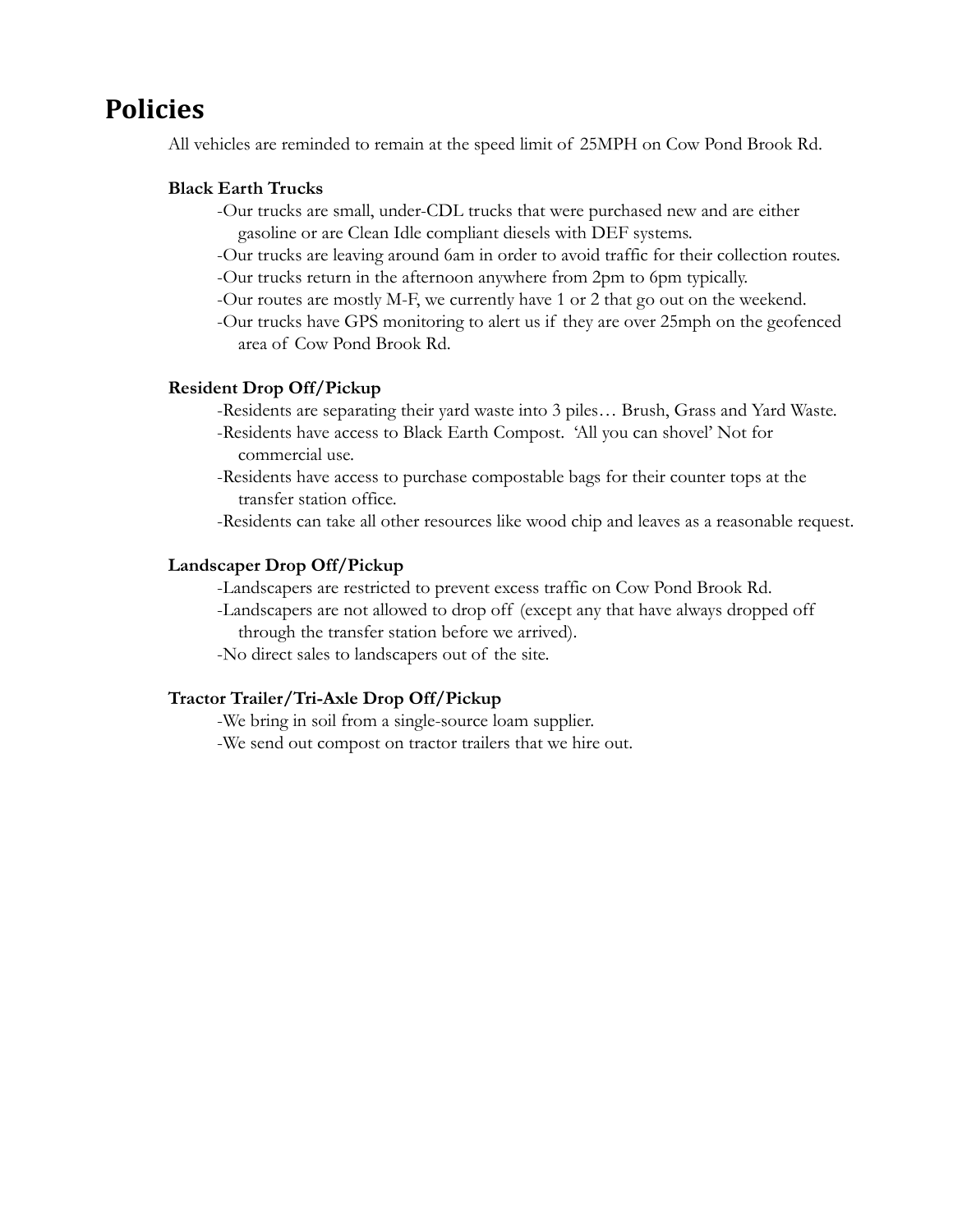## Policies

All vehicles are reminded to remain at the speed limit of 25MPH on Cow Pond Brook Rd.

**Black Earth Trucks**

- Our trucks are small, under-CDL trucks that were purchased new and are either gasoline or are Clean Idle compliant diesels with DEF systems.
- Our trucks are leaving around 6am in order to avoid traffic for their collection routes.
- Our trucks return in the afternoon anywhere from 2pm to 6pm typically.
- Our routes are mostly M-F, we currently have 1 or 2 that go out on the weekend.
- Our trucks have GPS monitoring to alert us if they are over 25mph on the geofenced area of Cow Pond Brook Rd.

**Resident Drop Off/Pickup**

- Residents are separating their yard waste into 3 piles… Brush, Grass and Yard Waste.
- Residents have access to Black Earth Compost. 'All you can shovel' Not for commercial use.
- Residents have access to purchase compostable bags for their counter tops at the transfer station office.
- Residents can take all other resources like wood chip and leaves as a reasonable request.

**Landscaper Drop Off/Pickup**

- Landscapers are restricted to prevent excess traffic on Cow Pond Brook Rd.
- Landscapers are not allowed to drop off (except any that have always dropped off through the transfer station before we arrived).
- No direct sales to landscapers out of the site.

**Tractor Trailer/Tri-Axle Drop Off/Pickup**

- We bring in soil from a single-source loam supplier.
- We send out compost on tractor trailers that we hire out.